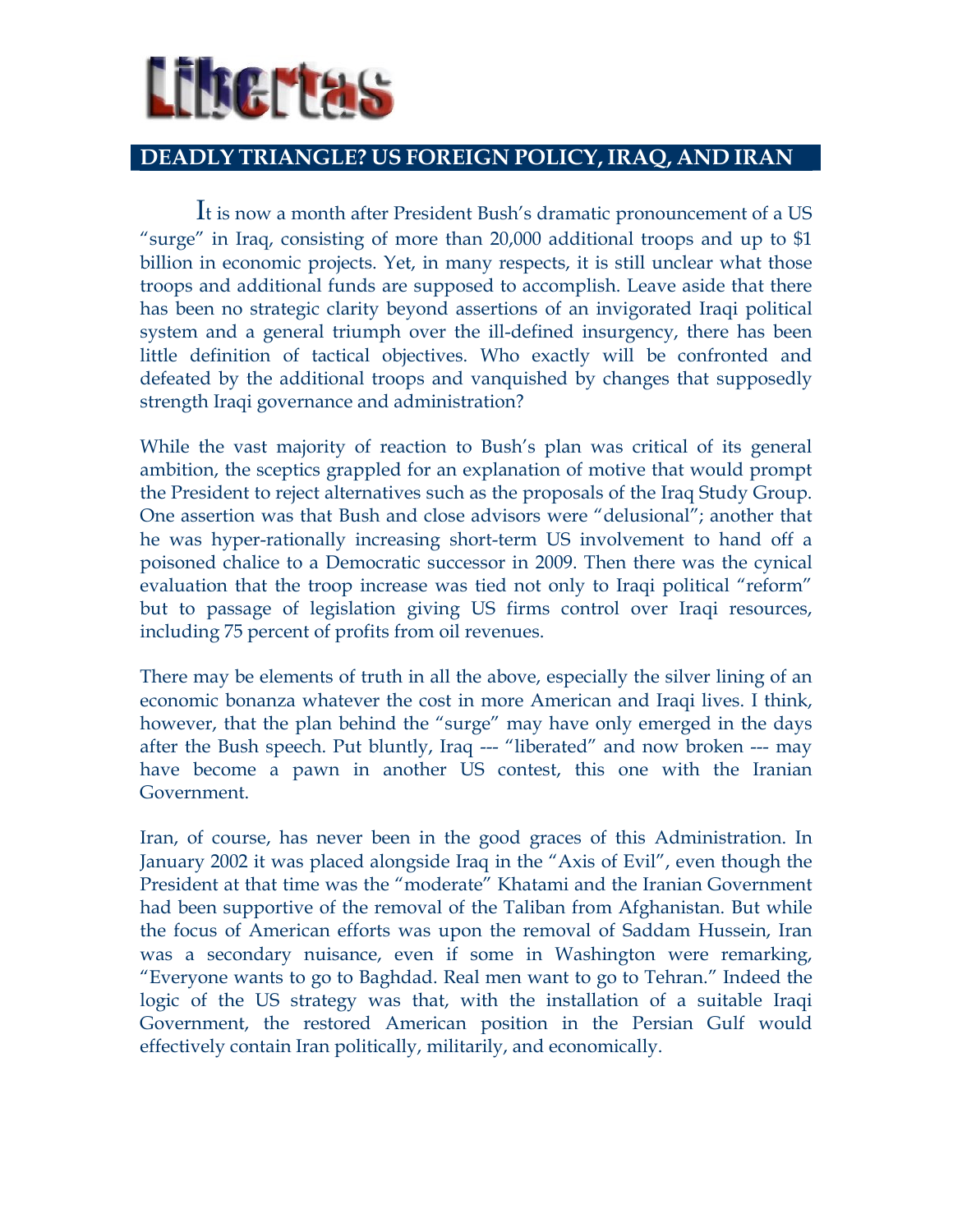# Libertas

## DEADLY TRIANGLE? US FOREIGN POLICY, IRAQ, AND IRAN

It is now a month after President Bush's dramatic pronouncement of a US "surge" in Iraq, consisting of more than 20,000 additional troops and up to $1 billion in economic projects. Yet, in many respects, it is still unclear what those troops and additional funds are supposed to accomplish. Leave aside that there has been no strategic clarity beyond assertions of an invigorated Iraqi political system and a general triumph over the ill-defined insurgency, there has been little definition of tactical objectives. Who exactly will be confronted and defeated by the additional troops and vanquished by changes that supposedly strength Iraqi governance and administration?

While the vast majority of reaction to Bush's plan was critical of its general ambition, the sceptics grappled for an explanation of motive that would prompt the President to reject alternatives such as the proposals of the Iraq Study Group. One assertion was that Bush and close advisors were "delusional"; another that he was hyper-rationally increasing short-term US involvement to hand off a poisoned chalice to a Democratic successor in 2009. Then there was the cynical evaluation that the troop increase was tied not only to Iraqi political "reform" but to passage of legislation giving US firms control over Iraqi resources, including 75 percent of profits from oil revenues.

There may be elements of truth in all the above, especially the silver lining of an economic bonanza whatever the cost in more American and Iraqi lives. I think, however, that the plan behind the "surge" may have only emerged in the days after the Bush speech. Put bluntly, Iraq --- "liberated" and now broken --- may have become a pawn in another US contest, this one with the Iranian Government.

Iran, of course, has never been in the good graces of this Administration. In January 2002 it was placed alongside Iraq in the "Axis of Evil", even though the President at that time was the "moderate" Khatami and the Iranian Government had been supportive of the removal of the Taliban from Afghanistan. But while the focus of American efforts was upon the removal of Saddam Hussein, Iran was a secondary nuisance, even if some in Washington were remarking, "Everyone wants to go to Baghdad. Real men want to go to Tehran." Indeed the logic of the US strategy was that, with the installation of a suitable Iraqi Government, the restored American position in the Persian Gulf would effectively contain Iran politically, militarily, and economically.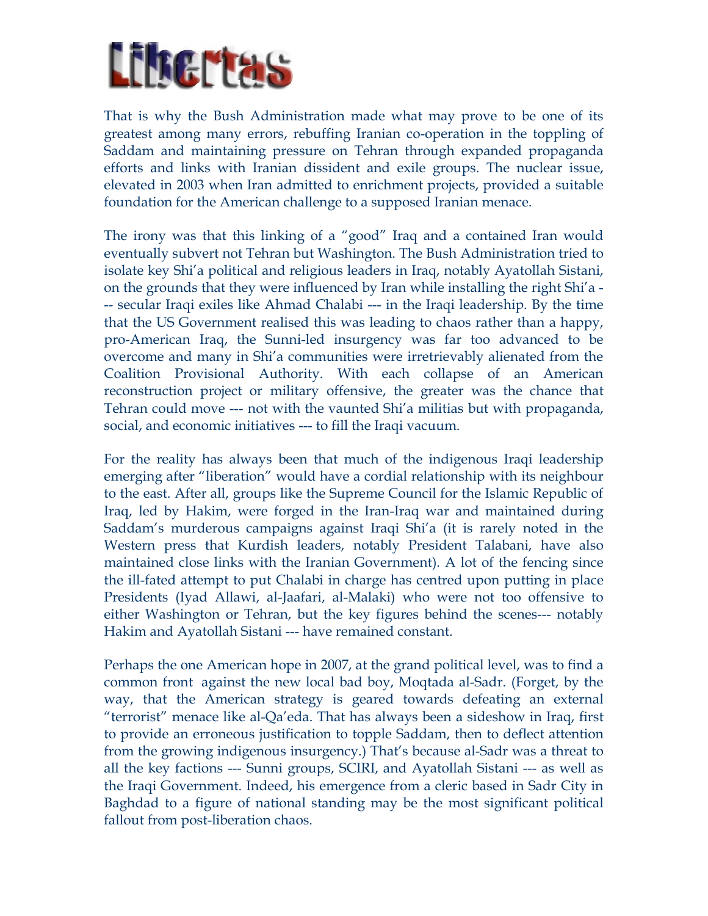That is why the Bush Administration made what may prove to be one of its greatest among many errors, rebuffing Iranian co-operation in the toppling of Saddam and maintaining pressure on Tehran through expanded propaganda efforts and links with Iranian dissident and exile groups. The nuclear issue, elevated in 2003 when Iran admitted to enrichment projects, provided a suitable foundation for the American challenge to a supposed Iranian menace.

The irony was that this linking of a "good" Iraq and a contained Iran would eventually subvert not Tehran but Washington. The Bush Administration tried to isolate key Shi'a political and religious leaders in Iraq, notably Ayatollah Sistani, on the grounds that they were influenced by Iran while installing the right Shi'a --- secular Iraqi exiles like Ahmad Chalabi --- in the Iraqi leadership. By the time that the US Government realised this was leading to chaos rather than a happy, pro-American Iraq, the Sunni-led insurgency was far too advanced to be overcome and many in Shi'a communities were irretrievably alienated from the Coalition Provisional Authority. With each collapse of an American reconstruction project or military offensive, the greater was the chance that Tehran could move --- not with the vaunted Shi'a militias but with propaganda, social, and economic initiatives --- to fill the Iraqi vacuum.

For the reality has always been that much of the indigenous Iraqi leadership emerging after "liberation" would have a cordial relationship with its neighbour to the east. After all, groups like the Supreme Council for the Islamic Republic of Iraq, led by Hakim, were forged in the Iran-Iraq war and maintained during Saddam's murderous campaigns against Iraqi Shi'a (it is rarely noted in the Western press that Kurdish leaders, notably President Talabani, have also maintained close links with the Iranian Government). A lot of the fencing since the ill-fated attempt to put Chalabi in charge has centred upon putting in place Presidents (Iyad Allawi, al-Jaafari, al-Malaki) who were not too offensive to either Washington or Tehran, but the key figures behind the scenes--- notably Hakim and Ayatollah Sistani --- have remained constant.

Perhaps the one American hope in 2007, at the grand political level, was to find a common front against the new local bad boy, Moqtada al-Sadr. (Forget, by the way, that the American strategy is geared towards defeating an external "terrorist" menace like al-Qa'eda. That has always been a sideshow in Iraq, first to provide an erroneous justification to topple Saddam, then to deflect attention from the growing indigenous insurgency.) That's because al-Sadr was a threat to all the key factions --- Sunni groups, SCIRI, and Ayatollah Sistani --- as well as the Iraqi Government. Indeed, his emergence from a cleric based in Sadr City in Baghdad to a figure of national standing may be the most significant political fallout from post-liberation chaos.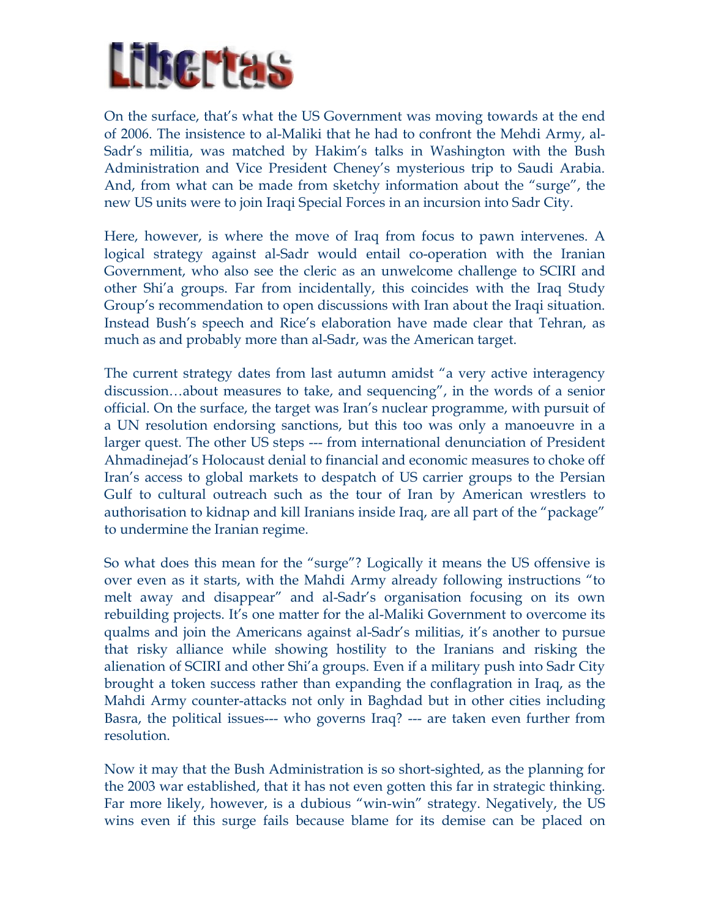On the surface, that's what the US Government was moving towards at the end of 2006. The insistence to al-Maliki that he had to confront the Mehdi Army, al-Sadr's militia, was matched by Hakim's talks in Washington with the Bush Administration and Vice President Cheney's mysterious trip to Saudi Arabia. And, from what can be made from sketchy information about the "surge", the new US units were to join Iraqi Special Forces in an incursion into Sadr City.

Here, however, is where the move of Iraq from focus to pawn intervenes. A logical strategy against al-Sadr would entail co-operation with the Iranian Government, who also see the cleric as an unwelcome challenge to SCIRI and other Shi'a groups. Far from incidentally, this coincides with the Iraq Study Group's recommendation to open discussions with Iran about the Iraqi situation. Instead Bush's speech and Rice's elaboration have made clear that Tehran, as much as and probably more than al-Sadr, was the American target.

The current strategy dates from last autumn amidst "a very active interagency discussion…about measures to take, and sequencing", in the words of a senior official. On the surface, the target was Iran's nuclear programme, with pursuit of a UN resolution endorsing sanctions, but this too was only a manoeuvre in a larger quest. The other US steps --- from international denunciation of President Ahmadinejad's Holocaust denial to financial and economic measures to choke off Iran's access to global markets to despatch of US carrier groups to the Persian Gulf to cultural outreach such as the tour of Iran by American wrestlers to authorisation to kidnap and kill Iranians inside Iraq, are all part of the "package" to undermine the Iranian regime.

So what does this mean for the "surge"? Logically it means the US offensive is over even as it starts, with the Mahdi Army already following instructions "to melt away and disappear" and al-Sadr's organisation focusing on its own rebuilding projects. It's one matter for the al-Maliki Government to overcome its qualms and join the Americans against al-Sadr's militias, it's another to pursue that risky alliance while showing hostility to the Iranians and risking the alienation of SCIRI and other Shi'a groups. Even if a military push into Sadr City brought a token success rather than expanding the conflagration in Iraq, as the Mahdi Army counter-attacks not only in Baghdad but in other cities including Basra, the political issues--- who governs Iraq? --- are taken even further from resolution.

Now it may that the Bush Administration is so short-sighted, as the planning for the 2003 war established, that it has not even gotten this far in strategic thinking. Far more likely, however, is a dubious "win-win" strategy. Negatively, the US wins even if this surge fails because blame for its demise can be placed on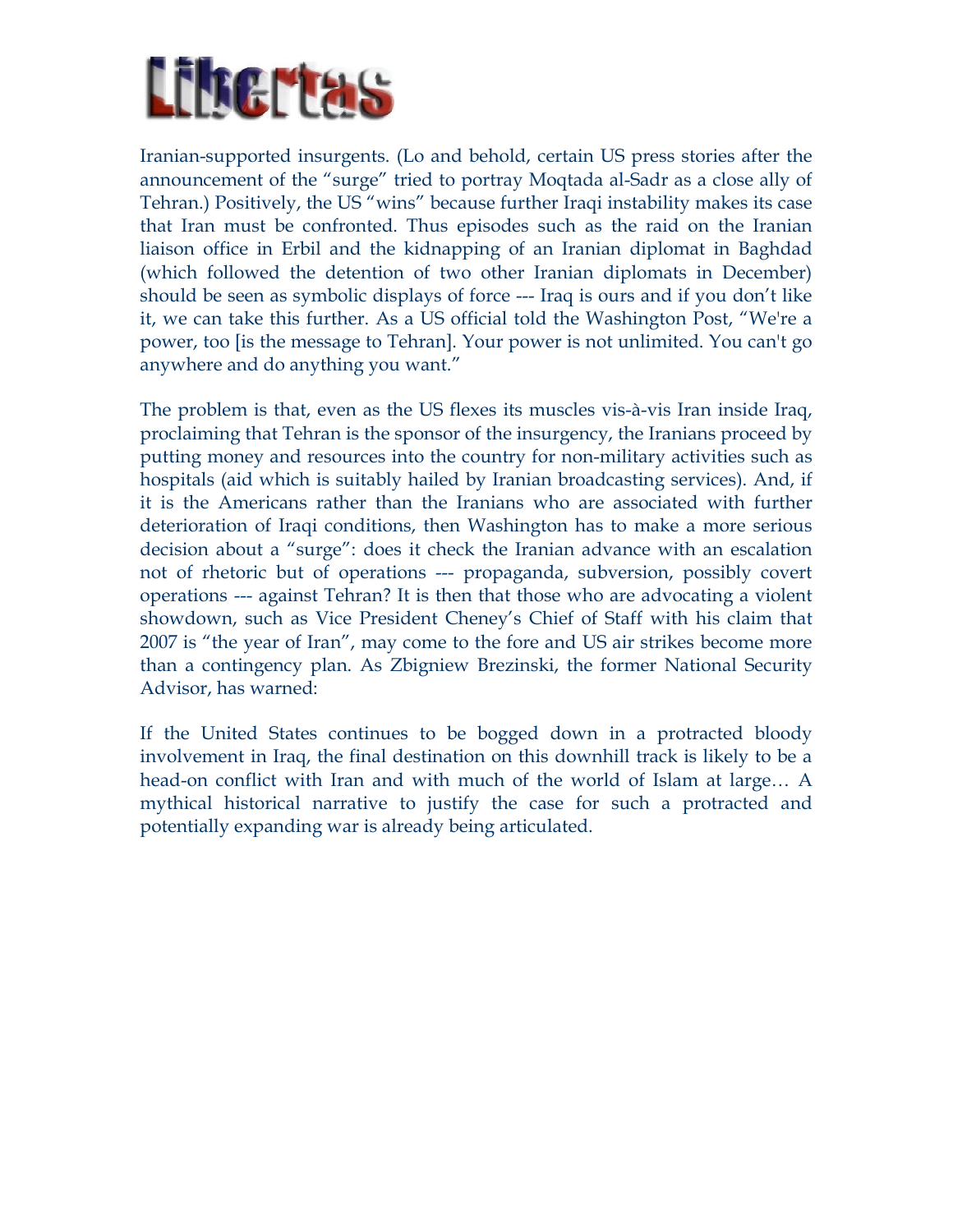Iranian-supported insurgents. (Lo and behold, certain US press stories after the announcement of the "surge" tried to portray Moqtada al-Sadr as a close ally of Tehran.) Positively, the US "wins" because further Iraqi instability makes its case that Iran must be confronted. Thus episodes such as the raid on the Iranian liaison office in Erbil and the kidnapping of an Iranian diplomat in Baghdad (which followed the detention of two other Iranian diplomats in December) should be seen as symbolic displays of force --- Iraq is ours and if you don't like it, we can take this further. As a US official told the Washington Post, "We're a power, too [is the message to Tehran]. Your power is not unlimited. You can't go anywhere and do anything you want."

The problem is that, even as the US flexes its muscles vis-à-vis Iran inside Iraq, proclaiming that Tehran is the sponsor of the insurgency, the Iranians proceed by putting money and resources into the country for non-military activities such as hospitals (aid which is suitably hailed by Iranian broadcasting services). And, if it is the Americans rather than the Iranians who are associated with further deterioration of Iraqi conditions, then Washington has to make a more serious decision about a "surge": does it check the Iranian advance with an escalation not of rhetoric but of operations --- propaganda, subversion, possibly covert operations --- against Tehran? It is then that those who are advocating a violent showdown, such as Vice President Cheney's Chief of Staff with his claim that 2007 is "the year of Iran", may come to the fore and US air strikes become more than a contingency plan. As Zbigniew Brezinski, the former National Security Advisor, has warned:

> If the United States continues to be bogged down in a protracted bloody involvement in Iraq, the final destination on this downhill track is likely to be a head-on conflict with Iran and with much of the world of Islam at large… A mythical historical narrative to justify the case for such a protracted and potentially expanding war is already being articulated.